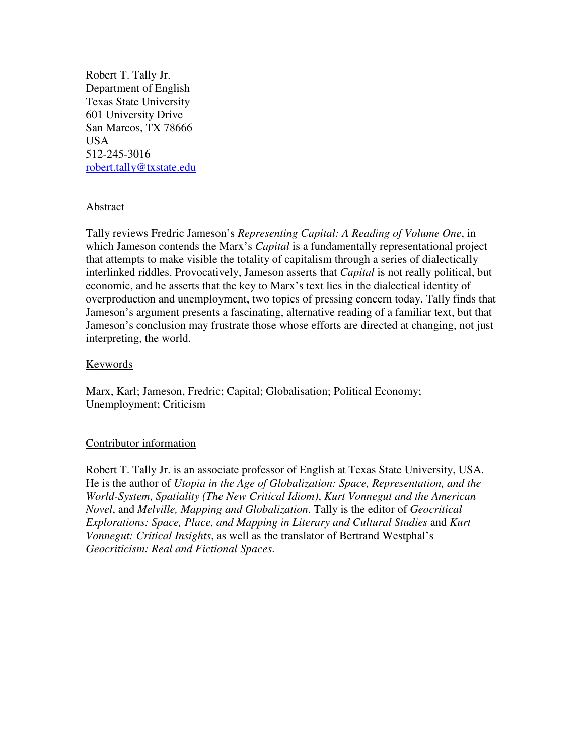Robert T. Tally Jr.
Department of English
Texas State University
601 University Drive
San Marcos, TX 78666
USA
512-245-3016
robert.tally@txstate.edu

## Abstract

Tally reviews Fredric Jameson's *Representing Capital: A Reading of Volume One*, in which Jameson contends the Marx's *Capital* is a fundamentally representational project that attempts to make visible the totality of capitalism through a series of dialectically interlinked riddles. Provocatively, Jameson asserts that *Capital* is not really political, but economic, and he asserts that the key to Marx's text lies in the dialectical identity of overproduction and unemployment, two topics of pressing concern today. Tally finds that Jameson's argument presents a fascinating, alternative reading of a familiar text, but that Jameson's conclusion may frustrate those whose efforts are directed at changing, not just interpreting, the world.

## Keywords

Marx, Karl; Jameson, Fredric; Capital; Globalisation; Political Economy; Unemployment; Criticism

## Contributor information

Robert T. Tally Jr. is an associate professor of English at Texas State University, USA. He is the author of *Utopia in the Age of Globalization: Space, Representation, and the World-System*, *Spatiality (The New Critical Idiom)*, *Kurt Vonnegut and the American Novel*, and *Melville, Mapping and Globalization*. Tally is the editor of *Geocritical Explorations: Space, Place, and Mapping in Literary and Cultural Studies* and *Kurt Vonnegut: Critical Insights*, as well as the translator of Bertrand Westphal's *Geocriticism: Real and Fictional Spaces*.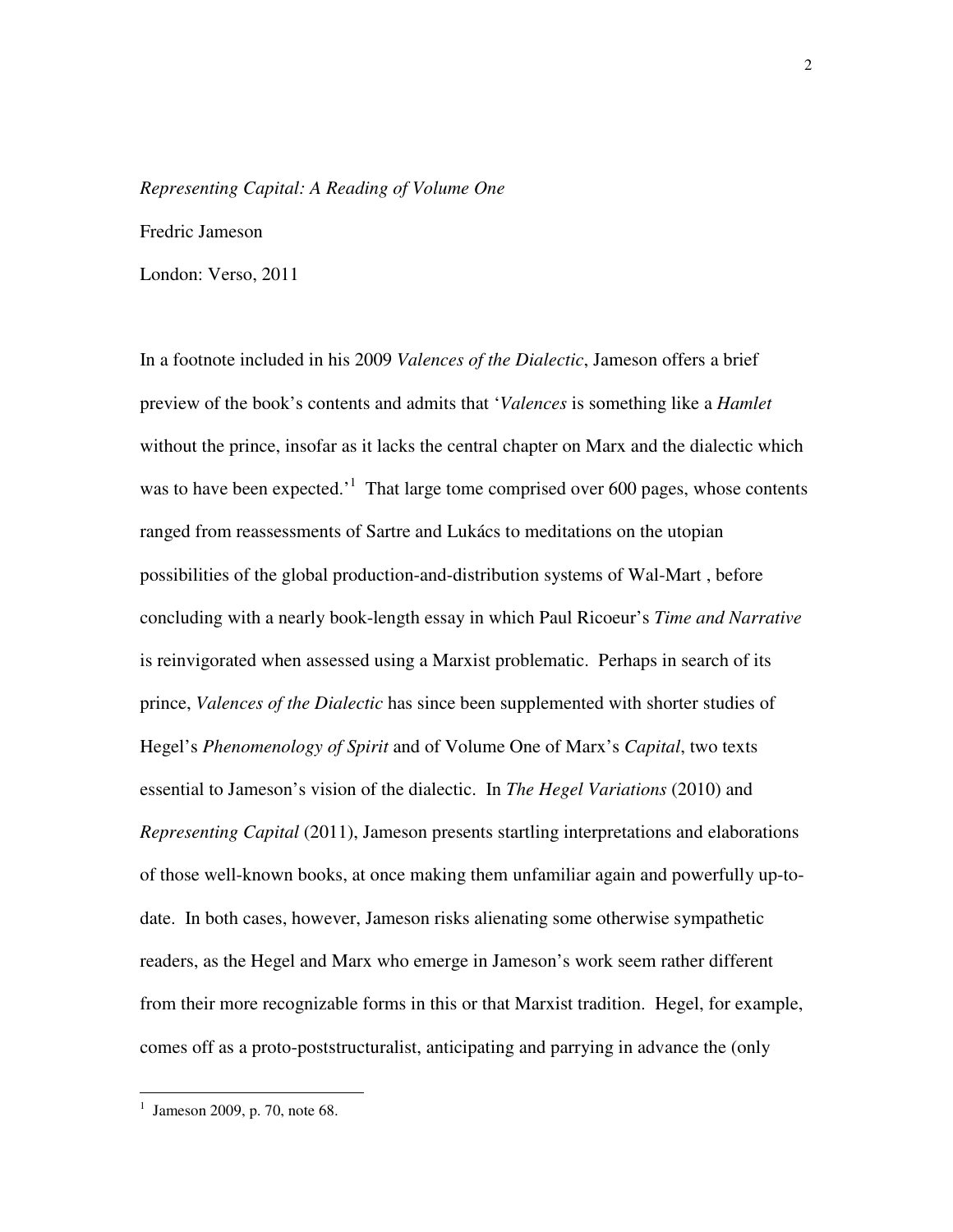*Representing Capital: A Reading of Volume One*

Fredric Jameson

London: Verso, 2011

In a footnote included in his 2009 *Valences of the Dialectic*, Jameson offers a brief preview of the book's contents and admits that '*Valences* is something like a *Hamlet* without the prince, insofar as it lacks the central chapter on Marx and the dialectic which was to have been expected.'[1] That large tome comprised over 600 pages, whose contents ranged from reassessments of Sartre and Lukács to meditations on the utopian possibilities of the global production-and-distribution systems of Wal-Mart , before concluding with a nearly book-length essay in which Paul Ricoeur's *Time and Narrative* is reinvigorated when assessed using a Marxist problematic. Perhaps in search of its prince, *Valences of the Dialectic* has since been supplemented with shorter studies of Hegel's *Phenomenology of Spirit* and of Volume One of Marx's *Capital*, two texts essential to Jameson's vision of the dialectic. In *The Hegel Variations* (2010) and *Representing Capital* (2011), Jameson presents startling interpretations and elaborations of those well-known books, at once making them unfamiliar again and powerfully up-to-date. In both cases, however, Jameson risks alienating some otherwise sympathetic readers, as the Hegel and Marx who emerge in Jameson's work seem rather different from their more recognizable forms in this or that Marxist tradition. Hegel, for example, comes off as a proto-poststructuralist, anticipating and parrying in advance the (only

[1] Jameson 2009, p. 70, note 68.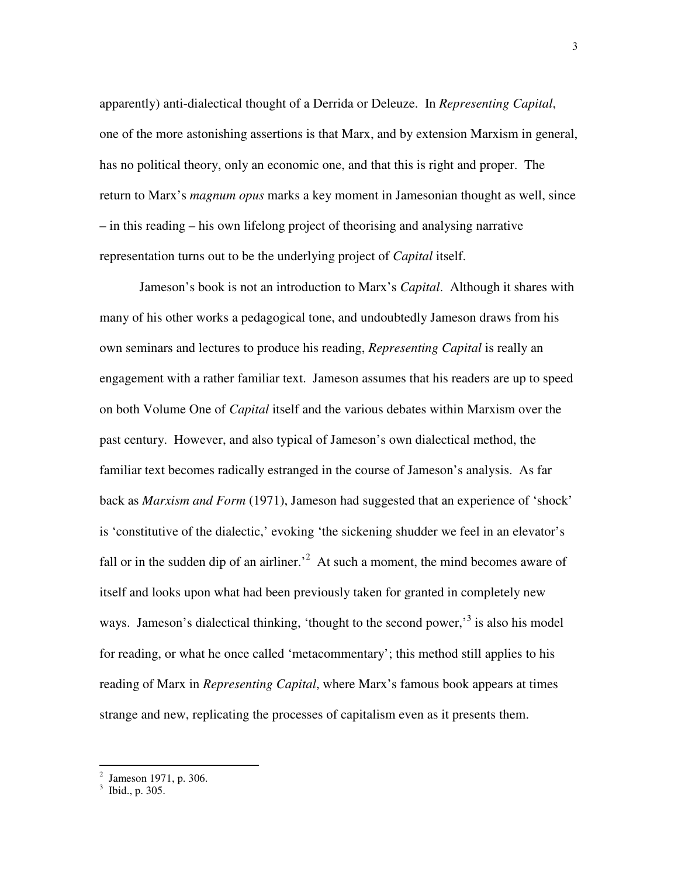apparently) anti-dialectical thought of a Derrida or Deleuze. In *Representing Capital*, one of the more astonishing assertions is that Marx, and by extension Marxism in general, has no political theory, only an economic one, and that this is right and proper. The return to Marx's *magnum opus* marks a key moment in Jamesonian thought as well, since – in this reading – his own lifelong project of theorising and analysing narrative representation turns out to be the underlying project of *Capital* itself.

Jameson's book is not an introduction to Marx's *Capital*. Although it shares with many of his other works a pedagogical tone, and undoubtedly Jameson draws from his own seminars and lectures to produce his reading, *Representing Capital* is really an engagement with a rather familiar text. Jameson assumes that his readers are up to speed on both Volume One of *Capital* itself and the various debates within Marxism over the past century. However, and also typical of Jameson's own dialectical method, the familiar text becomes radically estranged in the course of Jameson's analysis. As far back as *Marxism and Form* (1971), Jameson had suggested that an experience of 'shock' is 'constitutive of the dialectic,' evoking 'the sickening shudder we feel in an elevator's fall or in the sudden dip of an airliner.'[2] At such a moment, the mind becomes aware of itself and looks upon what had been previously taken for granted in completely new ways. Jameson's dialectical thinking, 'thought to the second power,'[3] is also his model for reading, or what he once called 'metacommentary'; this method still applies to his reading of Marx in *Representing Capital*, where Marx's famous book appears at times strange and new, replicating the processes of capitalism even as it presents them.

---

[2] Jameson 1971, p. 306.

[3] Ibid., p. 305.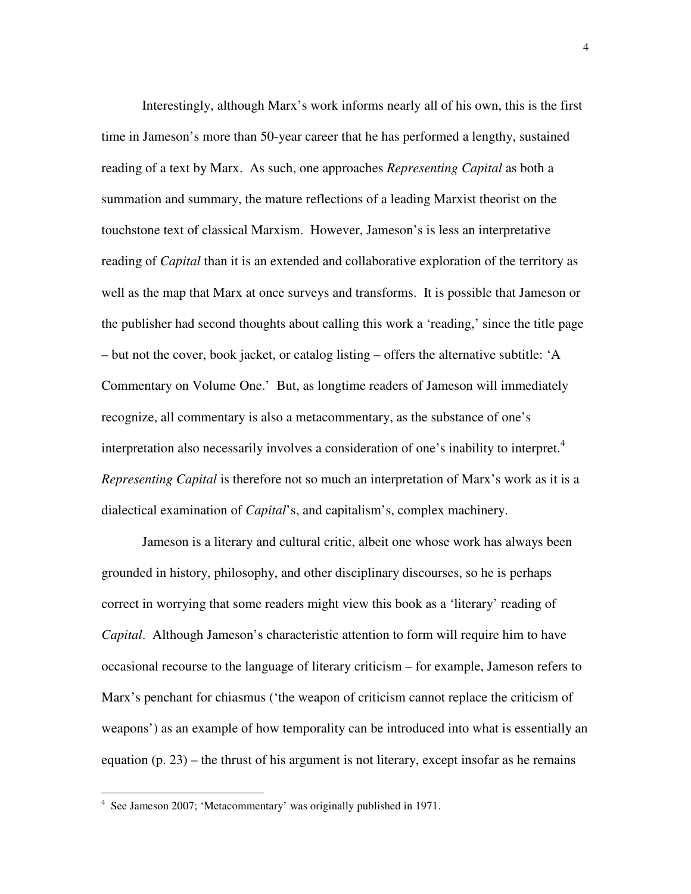Interestingly, although Marx's work informs nearly all of his own, this is the first time in Jameson's more than 50-year career that he has performed a lengthy, sustained reading of a text by Marx. As such, one approaches *Representing Capital* as both a summation and summary, the mature reflections of a leading Marxist theorist on the touchstone text of classical Marxism. However, Jameson's is less an interpretative reading of *Capital* than it is an extended and collaborative exploration of the territory as well as the map that Marx at once surveys and transforms. It is possible that Jameson or the publisher had second thoughts about calling this work a 'reading,' since the title page – but not the cover, book jacket, or catalog listing – offers the alternative subtitle: 'A Commentary on Volume One.' But, as longtime readers of Jameson will immediately recognize, all commentary is also a metacommentary, as the substance of one's interpretation also necessarily involves a consideration of one's inability to interpret.[4] *Representing Capital* is therefore not so much an interpretation of Marx's work as it is a dialectical examination of *Capital*'s, and capitalism's, complex machinery.

Jameson is a literary and cultural critic, albeit one whose work has always been grounded in history, philosophy, and other disciplinary discourses, so he is perhaps correct in worrying that some readers might view this book as a 'literary' reading of *Capital*. Although Jameson's characteristic attention to form will require him to have occasional recourse to the language of literary criticism – for example, Jameson refers to Marx's penchant for chiasmus ('the weapon of criticism cannot replace the criticism of weapons') as an example of how temporality can be introduced into what is essentially an equation (p. 23) – the thrust of his argument is not literary, except insofar as he remains

[4] See Jameson 2007; 'Metacommentary' was originally published in 1971.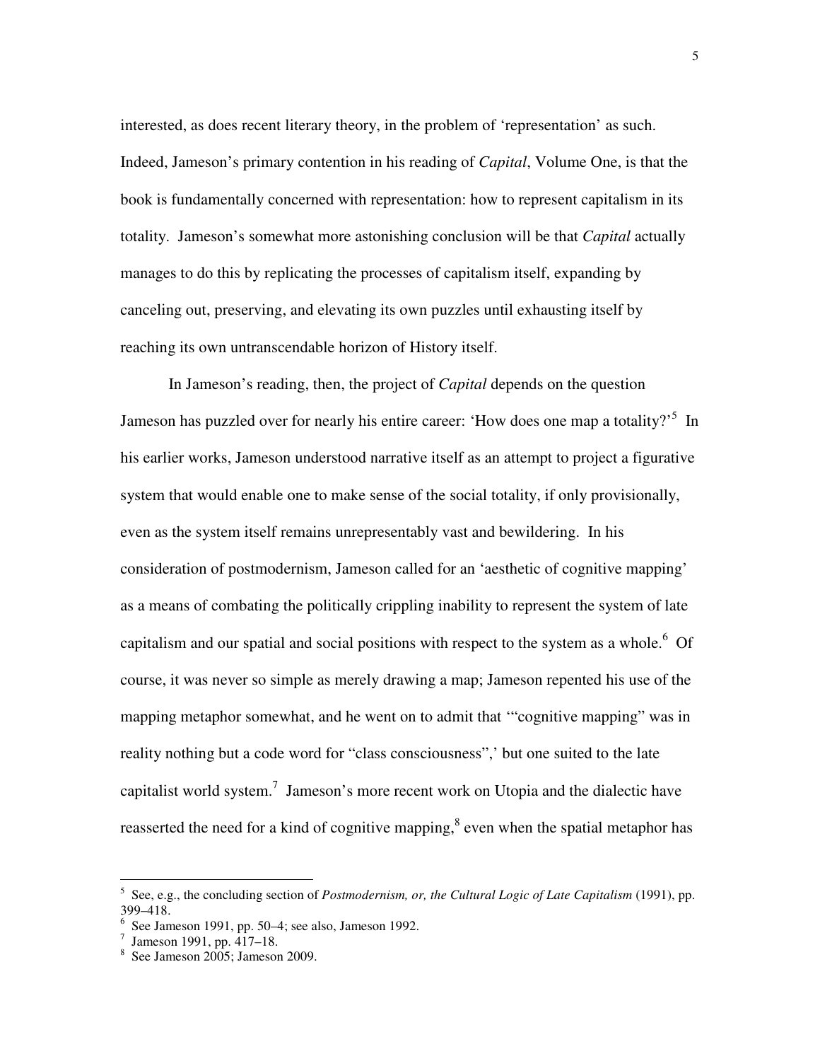interested, as does recent literary theory, in the problem of 'representation' as such. Indeed, Jameson's primary contention in his reading of *Capital*, Volume One, is that the book is fundamentally concerned with representation: how to represent capitalism in its totality. Jameson's somewhat more astonishing conclusion will be that *Capital* actually manages to do this by replicating the processes of capitalism itself, expanding by canceling out, preserving, and elevating its own puzzles until exhausting itself by reaching its own untranscendable horizon of History itself.

In Jameson's reading, then, the project of *Capital* depends on the question Jameson has puzzled over for nearly his entire career: 'How does one map a totality?'[5] In his earlier works, Jameson understood narrative itself as an attempt to project a figurative system that would enable one to make sense of the social totality, if only provisionally, even as the system itself remains unrepresentably vast and bewildering. In his consideration of postmodernism, Jameson called for an 'aesthetic of cognitive mapping' as a means of combating the politically crippling inability to represent the system of late capitalism and our spatial and social positions with respect to the system as a whole.[6] Of course, it was never so simple as merely drawing a map; Jameson repented his use of the mapping metaphor somewhat, and he went on to admit that '"cognitive mapping" was in reality nothing but a code word for "class consciousness",' but one suited to the late capitalist world system.[7] Jameson's more recent work on Utopia and the dialectic have reasserted the need for a kind of cognitive mapping,[8] even when the spatial metaphor has

---

[5] See, e.g., the concluding section of *Postmodernism, or, the Cultural Logic of Late Capitalism* (1991), pp. 399–418.

[6] See Jameson 1991, pp. 50–4; see also, Jameson 1992.

[7] Jameson 1991, pp. 417–18.

[8] See Jameson 2005; Jameson 2009.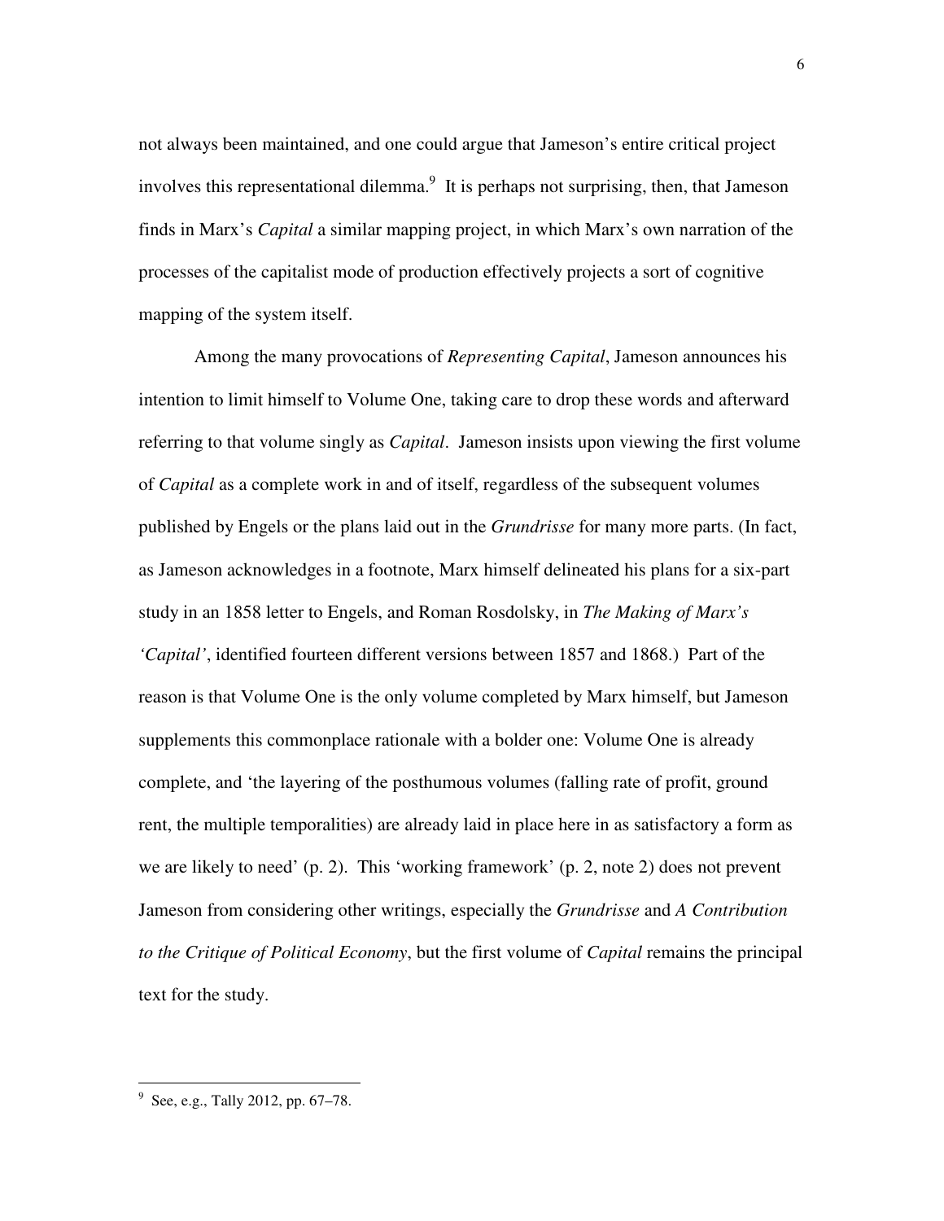not always been maintained, and one could argue that Jameson's entire critical project involves this representational dilemma.[9] It is perhaps not surprising, then, that Jameson finds in Marx's *Capital* a similar mapping project, in which Marx's own narration of the processes of the capitalist mode of production effectively projects a sort of cognitive mapping of the system itself.

Among the many provocations of *Representing Capital*, Jameson announces his intention to limit himself to Volume One, taking care to drop these words and afterward referring to that volume singly as *Capital*. Jameson insists upon viewing the first volume of *Capital* as a complete work in and of itself, regardless of the subsequent volumes published by Engels or the plans laid out in the *Grundrisse* for many more parts. (In fact, as Jameson acknowledges in a footnote, Marx himself delineated his plans for a six-part study in an 1858 letter to Engels, and Roman Rosdolsky, in *The Making of Marx's 'Capital'*, identified fourteen different versions between 1857 and 1868.) Part of the reason is that Volume One is the only volume completed by Marx himself, but Jameson supplements this commonplace rationale with a bolder one: Volume One is already complete, and 'the layering of the posthumous volumes (falling rate of profit, ground rent, the multiple temporalities) are already laid in place here in as satisfactory a form as we are likely to need' (p. 2). This 'working framework' (p. 2, note 2) does not prevent Jameson from considering other writings, especially the *Grundrisse* and *A Contribution to the Critique of Political Economy*, but the first volume of *Capital* remains the principal text for the study.

---

[9] See, e.g., Tally 2012, pp. 67–78.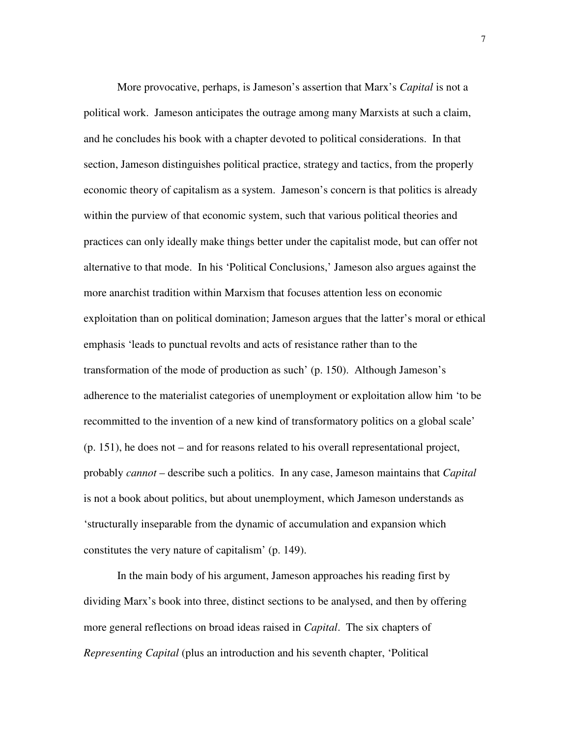More provocative, perhaps, is Jameson's assertion that Marx's *Capital* is not a political work. Jameson anticipates the outrage among many Marxists at such a claim, and he concludes his book with a chapter devoted to political considerations. In that section, Jameson distinguishes political practice, strategy and tactics, from the properly economic theory of capitalism as a system. Jameson's concern is that politics is already within the purview of that economic system, such that various political theories and practices can only ideally make things better under the capitalist mode, but can offer not alternative to that mode. In his 'Political Conclusions,' Jameson also argues against the more anarchist tradition within Marxism that focuses attention less on economic exploitation than on political domination; Jameson argues that the latter's moral or ethical emphasis 'leads to punctual revolts and acts of resistance rather than to the transformation of the mode of production as such' (p. 150). Although Jameson's adherence to the materialist categories of unemployment or exploitation allow him 'to be recommitted to the invention of a new kind of transformatory politics on a global scale' (p. 151), he does not – and for reasons related to his overall representational project, probably *cannot* – describe such a politics. In any case, Jameson maintains that *Capital* is not a book about politics, but about unemployment, which Jameson understands as 'structurally inseparable from the dynamic of accumulation and expansion which constitutes the very nature of capitalism' (p. 149).

In the main body of his argument, Jameson approaches his reading first by dividing Marx's book into three, distinct sections to be analysed, and then by offering more general reflections on broad ideas raised in *Capital*. The six chapters of *Representing Capital* (plus an introduction and his seventh chapter, 'Political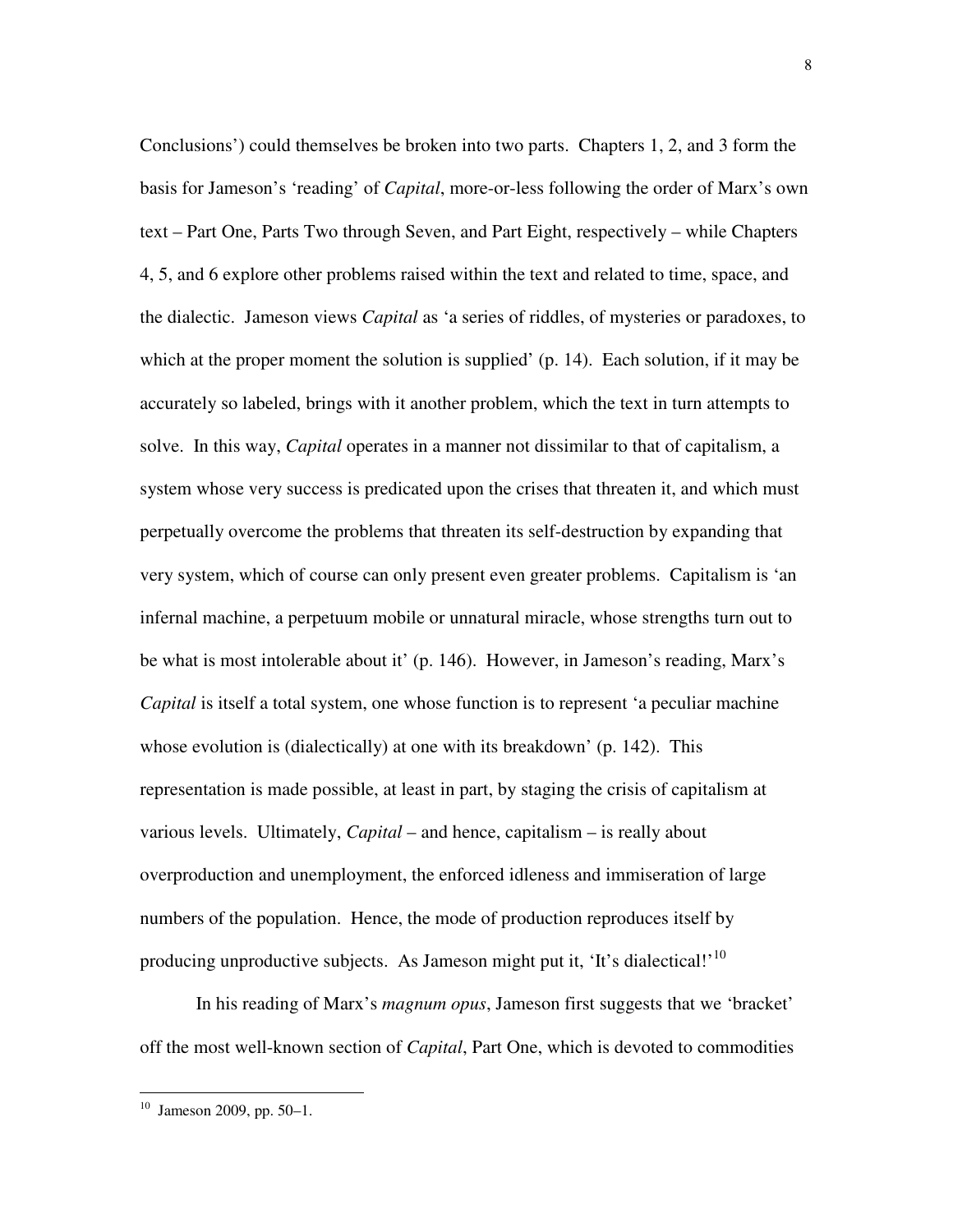Conclusions') could themselves be broken into two parts. Chapters 1, 2, and 3 form the basis for Jameson's 'reading' of *Capital*, more-or-less following the order of Marx's own text – Part One, Parts Two through Seven, and Part Eight, respectively – while Chapters 4, 5, and 6 explore other problems raised within the text and related to time, space, and the dialectic. Jameson views *Capital* as 'a series of riddles, of mysteries or paradoxes, to which at the proper moment the solution is supplied' (p. 14). Each solution, if it may be accurately so labeled, brings with it another problem, which the text in turn attempts to solve. In this way, *Capital* operates in a manner not dissimilar to that of capitalism, a system whose very success is predicated upon the crises that threaten it, and which must perpetually overcome the problems that threaten its self-destruction by expanding that very system, which of course can only present even greater problems. Capitalism is 'an infernal machine, a perpetuum mobile or unnatural miracle, whose strengths turn out to be what is most intolerable about it' (p. 146). However, in Jameson's reading, Marx's *Capital* is itself a total system, one whose function is to represent 'a peculiar machine whose evolution is (dialectically) at one with its breakdown' (p. 142). This representation is made possible, at least in part, by staging the crisis of capitalism at various levels. Ultimately, *Capital* – and hence, capitalism – is really about overproduction and unemployment, the enforced idleness and immiseration of large numbers of the population. Hence, the mode of production reproduces itself by producing unproductive subjects. As Jameson might put it, 'It's dialectical!'[10]

In his reading of Marx's *magnum opus*, Jameson first suggests that we 'bracket' off the most well-known section of *Capital*, Part One, which is devoted to commodities

[10] Jameson 2009, pp. 50–1.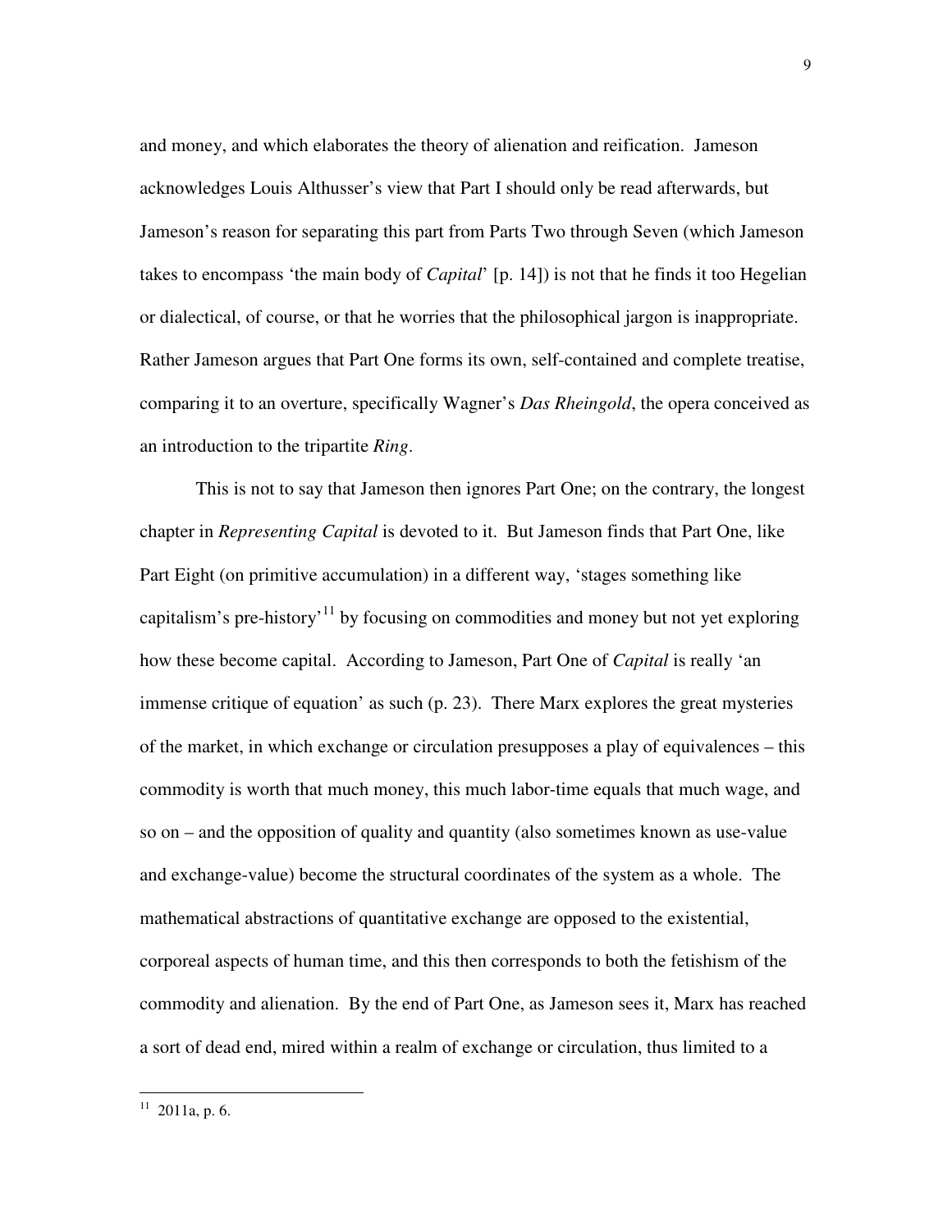and money, and which elaborates the theory of alienation and reification. Jameson acknowledges Louis Althusser's view that Part I should only be read afterwards, but Jameson's reason for separating this part from Parts Two through Seven (which Jameson takes to encompass 'the main body of *Capital*' [p. 14]) is not that he finds it too Hegelian or dialectical, of course, or that he worries that the philosophical jargon is inappropriate. Rather Jameson argues that Part One forms its own, self-contained and complete treatise, comparing it to an overture, specifically Wagner's *Das Rheingold*, the opera conceived as an introduction to the tripartite *Ring*.

This is not to say that Jameson then ignores Part One; on the contrary, the longest chapter in *Representing Capital* is devoted to it. But Jameson finds that Part One, like Part Eight (on primitive accumulation) in a different way, 'stages something like capitalism's pre-history'[11] by focusing on commodities and money but not yet exploring how these become capital. According to Jameson, Part One of *Capital* is really 'an immense critique of equation' as such (p. 23). There Marx explores the great mysteries of the market, in which exchange or circulation presupposes a play of equivalences – this commodity is worth that much money, this much labor-time equals that much wage, and so on – and the opposition of quality and quantity (also sometimes known as use-value and exchange-value) become the structural coordinates of the system as a whole. The mathematical abstractions of quantitative exchange are opposed to the existential, corporeal aspects of human time, and this then corresponds to both the fetishism of the commodity and alienation. By the end of Part One, as Jameson sees it, Marx has reached a sort of dead end, mired within a realm of exchange or circulation, thus limited to a

[11] 2011a, p. 6.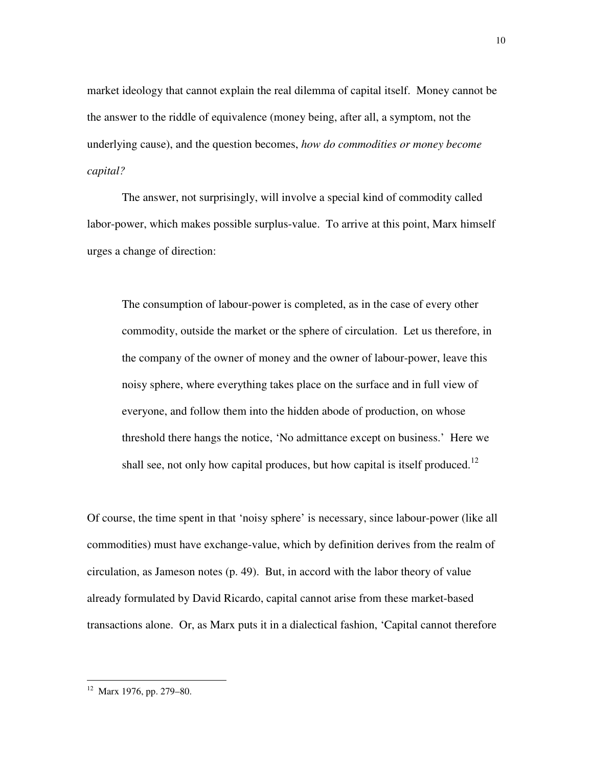market ideology that cannot explain the real dilemma of capital itself. Money cannot be the answer to the riddle of equivalence (money being, after all, a symptom, not the underlying cause), and the question becomes, *how do commodities or money become capital?*

The answer, not surprisingly, will involve a special kind of commodity called labor-power, which makes possible surplus-value. To arrive at this point, Marx himself urges a change of direction:

> The consumption of labour-power is completed, as in the case of every other commodity, outside the market or the sphere of circulation. Let us therefore, in the company of the owner of money and the owner of labour-power, leave this noisy sphere, where everything takes place on the surface and in full view of everyone, and follow them into the hidden abode of production, on whose threshold there hangs the notice, 'No admittance except on business.' Here we shall see, not only how capital produces, but how capital is itself produced.[12]

Of course, the time spent in that 'noisy sphere' is necessary, since labour-power (like all commodities) must have exchange-value, which by definition derives from the realm of circulation, as Jameson notes (p. 49). But, in accord with the labor theory of value already formulated by David Ricardo, capital cannot arise from these market-based transactions alone. Or, as Marx puts it in a dialectical fashion, 'Capital cannot therefore

---

[12] Marx 1976, pp. 279–80.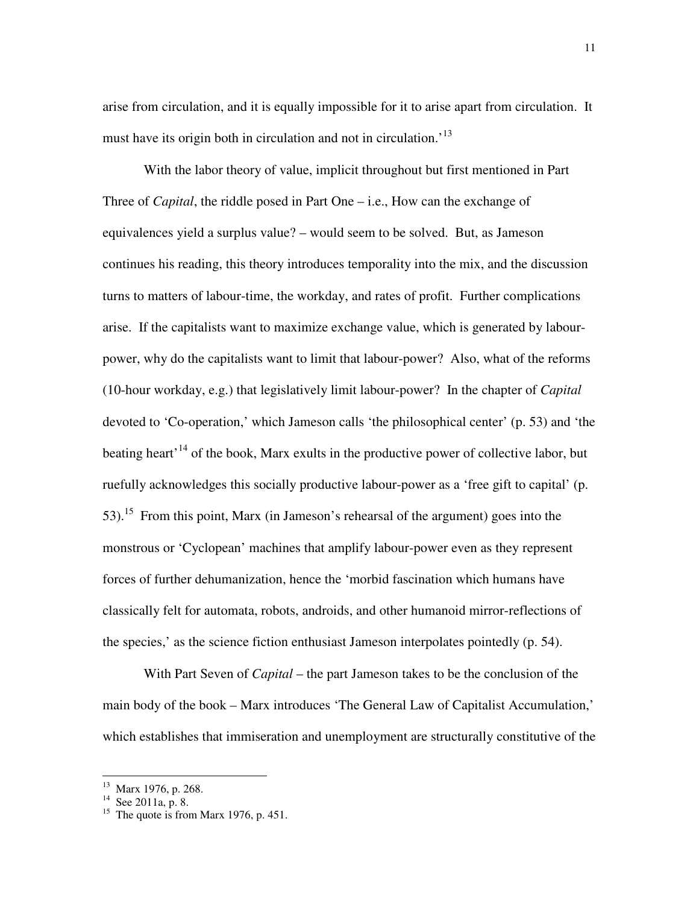arise from circulation, and it is equally impossible for it to arise apart from circulation. It must have its origin both in circulation and not in circulation.'[13]

With the labor theory of value, implicit throughout but first mentioned in Part Three of *Capital*, the riddle posed in Part One – i.e., How can the exchange of equivalences yield a surplus value? – would seem to be solved. But, as Jameson continues his reading, this theory introduces temporality into the mix, and the discussion turns to matters of labour-time, the workday, and rates of profit. Further complications arise. If the capitalists want to maximize exchange value, which is generated by labour-power, why do the capitalists want to limit that labour-power? Also, what of the reforms (10-hour workday, e.g.) that legislatively limit labour-power? In the chapter of *Capital* devoted to 'Co-operation,' which Jameson calls 'the philosophical center' (p. 53) and 'the beating heart'[14] of the book, Marx exults in the productive power of collective labor, but ruefully acknowledges this socially productive labour-power as a 'free gift to capital' (p. 53).[15] From this point, Marx (in Jameson's rehearsal of the argument) goes into the monstrous or 'Cyclopean' machines that amplify labour-power even as they represent forces of further dehumanization, hence the 'morbid fascination which humans have classically felt for automata, robots, androids, and other humanoid mirror-reflections of the species,' as the science fiction enthusiast Jameson interpolates pointedly (p. 54).

With Part Seven of *Capital* – the part Jameson takes to be the conclusion of the main body of the book – Marx introduces 'The General Law of Capitalist Accumulation,' which establishes that immiseration and unemployment are structurally constitutive of the

---

[13] Marx 1976, p. 268.

[14] See 2011a, p. 8.

[15] The quote is from Marx 1976, p. 451.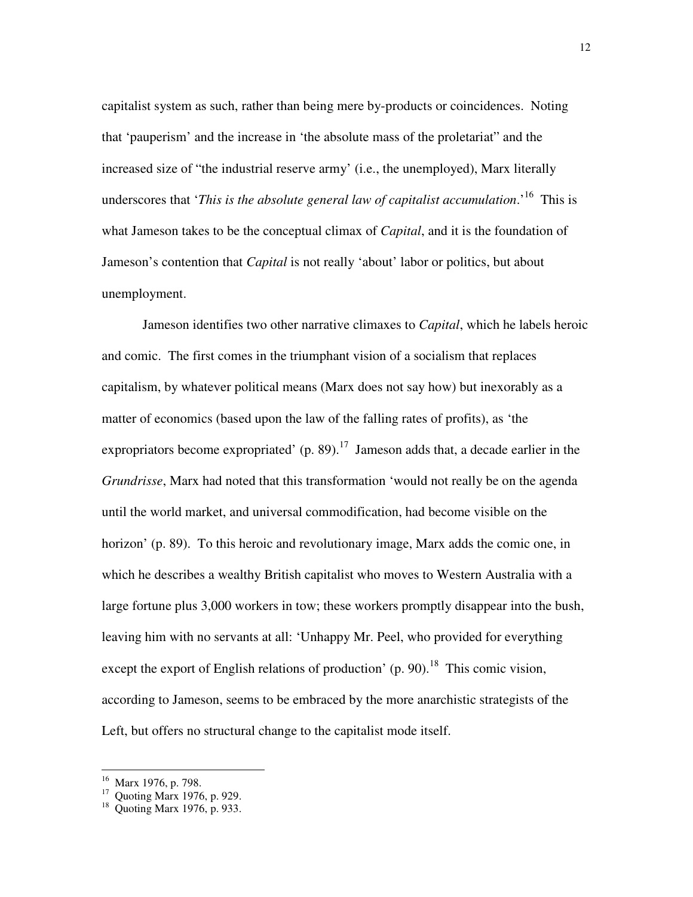capitalist system as such, rather than being mere by-products or coincidences. Noting that 'pauperism' and the increase in 'the absolute mass of the proletariat" and the increased size of "the industrial reserve army' (i.e., the unemployed), Marx literally underscores that '*This is the absolute general law of capitalist accumulation*.'[16] This is what Jameson takes to be the conceptual climax of *Capital*, and it is the foundation of Jameson's contention that *Capital* is not really 'about' labor or politics, but about unemployment.

Jameson identifies two other narrative climaxes to *Capital*, which he labels heroic and comic. The first comes in the triumphant vision of a socialism that replaces capitalism, by whatever political means (Marx does not say how) but inexorably as a matter of economics (based upon the law of the falling rates of profits), as 'the expropriators become expropriated' (p. 89).[17] Jameson adds that, a decade earlier in the *Grundrisse*, Marx had noted that this transformation 'would not really be on the agenda until the world market, and universal commodification, had become visible on the horizon' (p. 89). To this heroic and revolutionary image, Marx adds the comic one, in which he describes a wealthy British capitalist who moves to Western Australia with a large fortune plus 3,000 workers in tow; these workers promptly disappear into the bush, leaving him with no servants at all: 'Unhappy Mr. Peel, who provided for everything except the export of English relations of production' (p. 90).[18] This comic vision, according to Jameson, seems to be embraced by the more anarchistic strategists of the Left, but offers no structural change to the capitalist mode itself.

[16] Marx 1976, p. 798.
[17] Quoting Marx 1976, p. 929.
[18] Quoting Marx 1976, p. 933.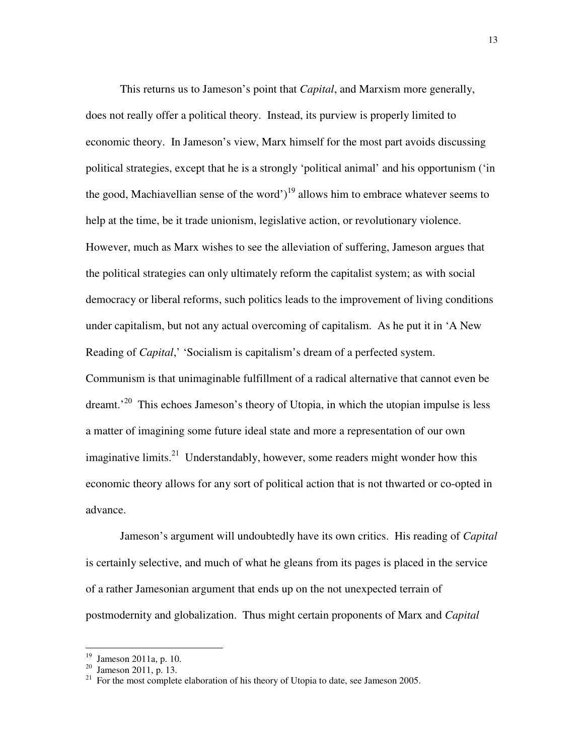This returns us to Jameson's point that *Capital*, and Marxism more generally, does not really offer a political theory. Instead, its purview is properly limited to economic theory. In Jameson's view, Marx himself for the most part avoids discussing political strategies, except that he is a strongly 'political animal' and his opportunism ('in the good, Machiavellian sense of the word')[19] allows him to embrace whatever seems to help at the time, be it trade unionism, legislative action, or revolutionary violence. However, much as Marx wishes to see the alleviation of suffering, Jameson argues that the political strategies can only ultimately reform the capitalist system; as with social democracy or liberal reforms, such politics leads to the improvement of living conditions under capitalism, but not any actual overcoming of capitalism. As he put it in 'A New Reading of *Capital*,' 'Socialism is capitalism's dream of a perfected system. Communism is that unimaginable fulfillment of a radical alternative that cannot even be dreamt.'[20] This echoes Jameson's theory of Utopia, in which the utopian impulse is less a matter of imagining some future ideal state and more a representation of our own imaginative limits.[21] Understandably, however, some readers might wonder how this economic theory allows for any sort of political action that is not thwarted or co-opted in advance.

Jameson's argument will undoubtedly have its own critics. His reading of *Capital* is certainly selective, and much of what he gleans from its pages is placed in the service of a rather Jamesonian argument that ends up on the not unexpected terrain of postmodernity and globalization. Thus might certain proponents of Marx and *Capital*

---

[19] Jameson 2011a, p. 10.

[20] Jameson 2011, p. 13.

[21] For the most complete elaboration of his theory of Utopia to date, see Jameson 2005.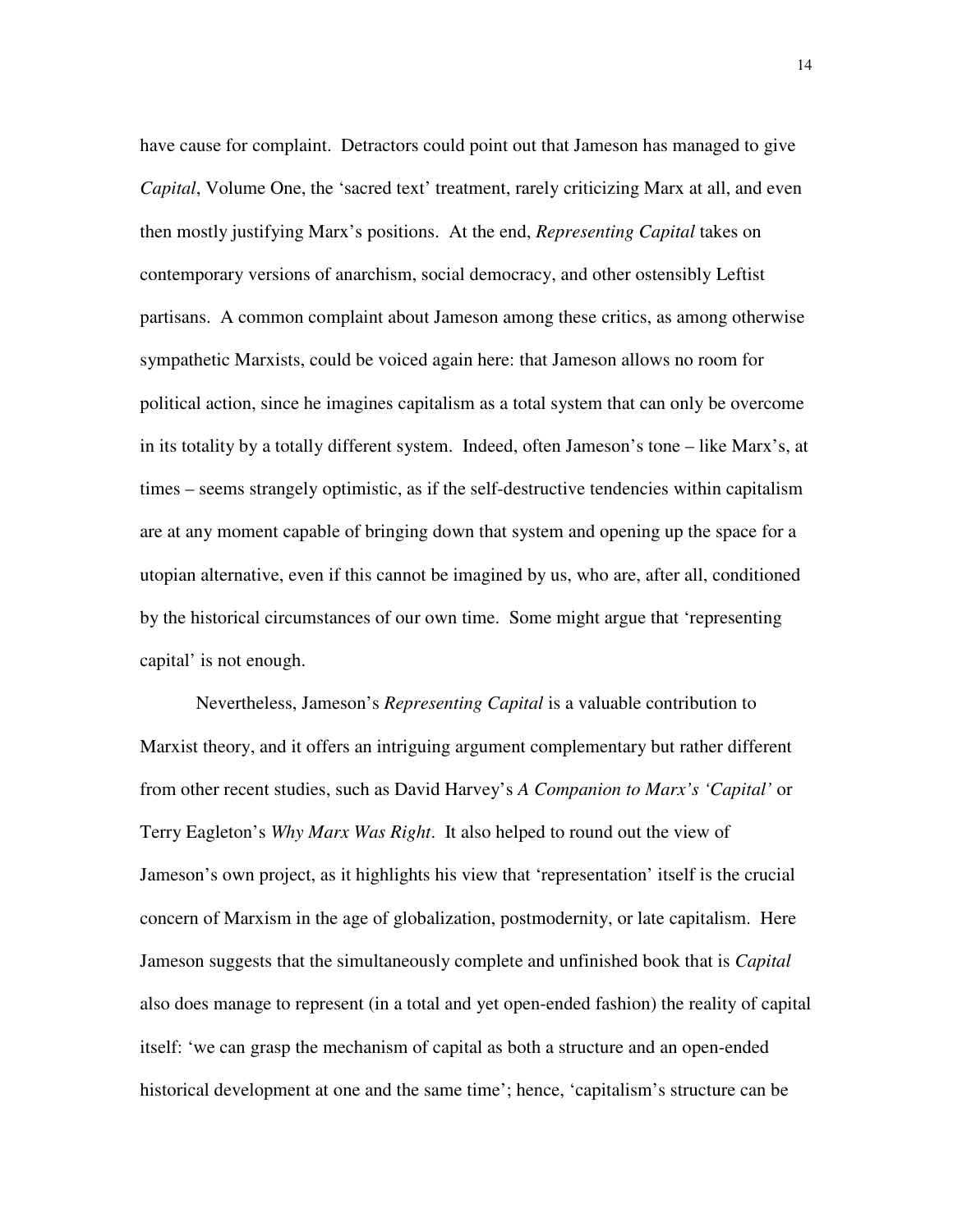have cause for complaint. Detractors could point out that Jameson has managed to give *Capital*, Volume One, the 'sacred text' treatment, rarely criticizing Marx at all, and even then mostly justifying Marx's positions. At the end, *Representing Capital* takes on contemporary versions of anarchism, social democracy, and other ostensibly Leftist partisans. A common complaint about Jameson among these critics, as among otherwise sympathetic Marxists, could be voiced again here: that Jameson allows no room for political action, since he imagines capitalism as a total system that can only be overcome in its totality by a totally different system. Indeed, often Jameson's tone – like Marx's, at times – seems strangely optimistic, as if the self-destructive tendencies within capitalism are at any moment capable of bringing down that system and opening up the space for a utopian alternative, even if this cannot be imagined by us, who are, after all, conditioned by the historical circumstances of our own time. Some might argue that 'representing capital' is not enough.

Nevertheless, Jameson's *Representing Capital* is a valuable contribution to Marxist theory, and it offers an intriguing argument complementary but rather different from other recent studies, such as David Harvey's *A Companion to Marx's 'Capital'* or Terry Eagleton's *Why Marx Was Right*. It also helped to round out the view of Jameson's own project, as it highlights his view that 'representation' itself is the crucial concern of Marxism in the age of globalization, postmodernity, or late capitalism. Here Jameson suggests that the simultaneously complete and unfinished book that is *Capital* also does manage to represent (in a total and yet open-ended fashion) the reality of capital itself: 'we can grasp the mechanism of capital as both a structure and an open-ended historical development at one and the same time'; hence, 'capitalism's structure can be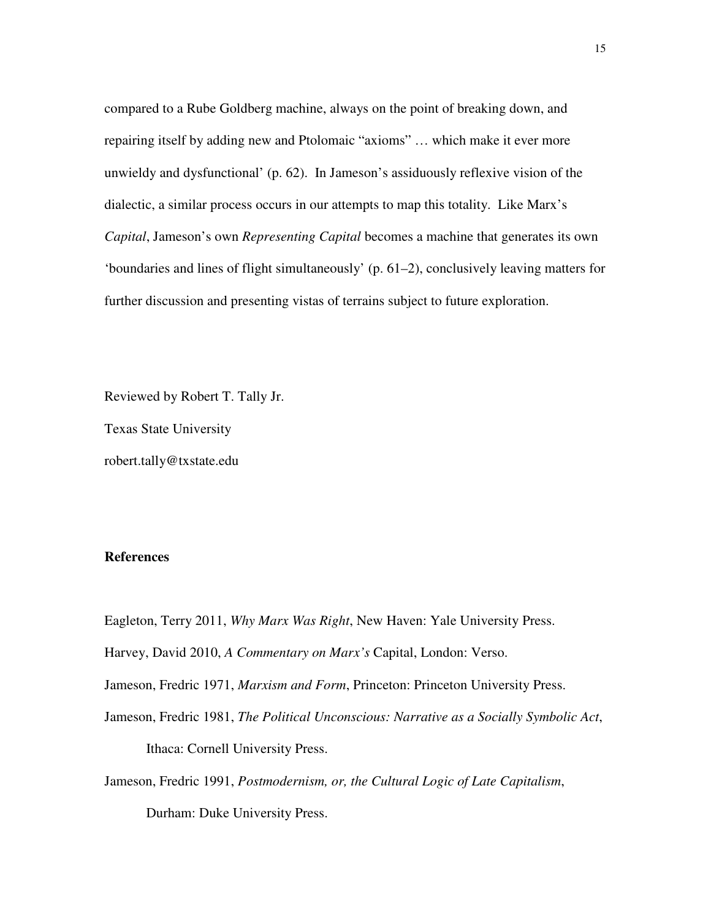compared to a Rube Goldberg machine, always on the point of breaking down, and repairing itself by adding new and Ptolomaic "axioms" … which make it ever more unwieldy and dysfunctional' (p. 62). In Jameson's assiduously reflexive vision of the dialectic, a similar process occurs in our attempts to map this totality. Like Marx's *Capital*, Jameson's own *Representing Capital* becomes a machine that generates its own 'boundaries and lines of flight simultaneously' (p. 61–2), conclusively leaving matters for further discussion and presenting vistas of terrains subject to future exploration.

Reviewed by Robert T. Tally Jr.

Texas State University

robert.tally@txstate.edu

**References**

Eagleton, Terry 2011, *Why Marx Was Right*, New Haven: Yale University Press.

Harvey, David 2010, *A Commentary on Marx's* Capital, London: Verso.

Jameson, Fredric 1971, *Marxism and Form*, Princeton: Princeton University Press.

Jameson, Fredric 1981, *The Political Unconscious: Narrative as a Socially Symbolic Act*, Ithaca: Cornell University Press.

Jameson, Fredric 1991, *Postmodernism, or, the Cultural Logic of Late Capitalism*, Durham: Duke University Press.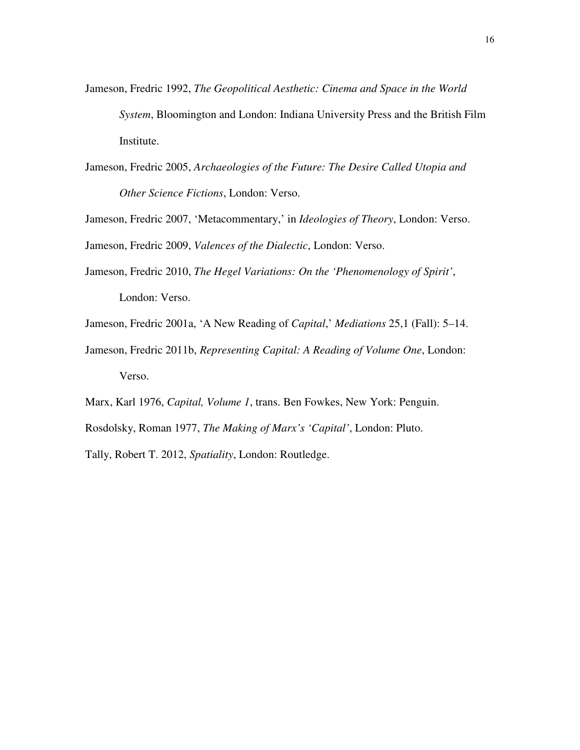Jameson, Fredric 1992, *The Geopolitical Aesthetic: Cinema and Space in the World System*, Bloomington and London: Indiana University Press and the British Film Institute.

Jameson, Fredric 2005, *Archaeologies of the Future: The Desire Called Utopia and Other Science Fictions*, London: Verso.

Jameson, Fredric 2007, 'Metacommentary,' in *Ideologies of Theory*, London: Verso.

Jameson, Fredric 2009, *Valences of the Dialectic*, London: Verso.

Jameson, Fredric 2010, *The Hegel Variations: On the 'Phenomenology of Spirit'*, London: Verso.

Jameson, Fredric 2001a, 'A New Reading of *Capital*,' *Mediations* 25,1 (Fall): 5–14.

Jameson, Fredric 2011b, *Representing Capital: A Reading of Volume One*, London: Verso.

Marx, Karl 1976, *Capital, Volume 1*, trans. Ben Fowkes, New York: Penguin.

Rosdolsky, Roman 1977, *The Making of Marx's 'Capital'*, London: Pluto.

Tally, Robert T. 2012, *Spatiality*, London: Routledge.